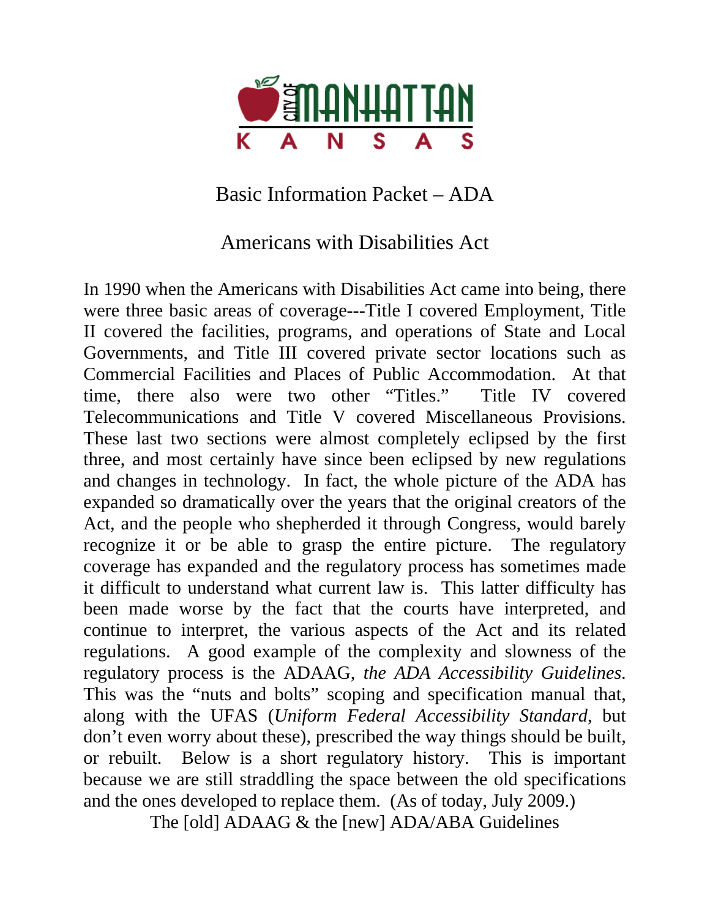# Basic Information Packet – ADA

## Americans with Disabilities Act

In 1990 when the Americans with Disabilities Act came into being, there were three basic areas of coverage---Title I covered Employment, Title II covered the facilities, programs, and operations of State and Local Governments, and Title III covered private sector locations such as Commercial Facilities and Places of Public Accommodation. At that time, there also were two other "Titles." Title IV covered Telecommunications and Title V covered Miscellaneous Provisions. These last two sections were almost completely eclipsed by the first three, and most certainly have since been eclipsed by new regulations and changes in technology. In fact, the whole picture of the ADA has expanded so dramatically over the years that the original creators of the Act, and the people who shepherded it through Congress, would barely recognize it or be able to grasp the entire picture. The regulatory coverage has expanded and the regulatory process has sometimes made it difficult to understand what current law is. This latter difficulty has been made worse by the fact that the courts have interpreted, and continue to interpret, the various aspects of the Act and its related regulations. A good example of the complexity and slowness of the regulatory process is the ADAAG, *the ADA Accessibility Guidelines.* This was the "nuts and bolts" scoping and specification manual that, along with the UFAS (*Uniform Federal Accessibility Standard*, but don't even worry about these), prescribed the way things should be built, or rebuilt. Below is a short regulatory history. This is important because we are still straddling the space between the old specifications and the ones developed to replace them. (As of today, July 2009.)

The [old] ADAAG & the [new] ADA/ABA Guidelines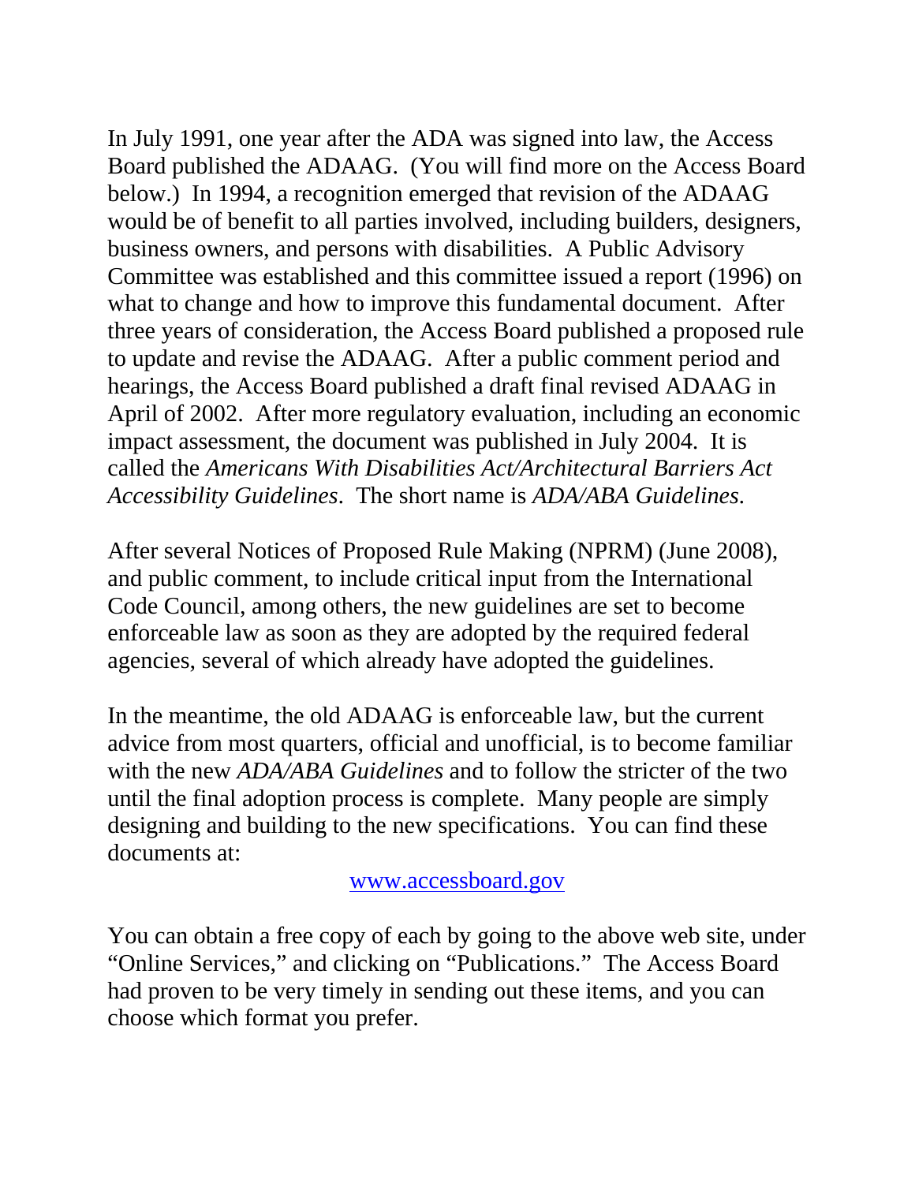In July 1991, one year after the ADA was signed into law, the Access Board published the ADAAG. (You will find more on the Access Board below.) In 1994, a recognition emerged that revision of the ADAAG would be of benefit to all parties involved, including builders, designers, business owners, and persons with disabilities. A Public Advisory Committee was established and this committee issued a report (1996) on what to change and how to improve this fundamental document. After three years of consideration, the Access Board published a proposed rule to update and revise the ADAAG. After a public comment period and hearings, the Access Board published a draft final revised ADAAG in April of 2002. After more regulatory evaluation, including an economic impact assessment, the document was published in July 2004. It is called the *Americans With Disabilities Act/Architectural Barriers Act Accessibility Guidelines*. The short name is *ADA/ABA Guidelines*.

After several Notices of Proposed Rule Making (NPRM) (June 2008), and public comment, to include critical input from the International Code Council, among others, the new guidelines are set to become enforceable law as soon as they are adopted by the required federal agencies, several of which already have adopted the guidelines.

In the meantime, the old ADAAG is enforceable law, but the current advice from most quarters, official and unofficial, is to become familiar with the new *ADA/ABA Guidelines* and to follow the stricter of the two until the final adoption process is complete. Many people are simply designing and building to the new specifications. You can find these documents at:

www.accessboard.gov

You can obtain a free copy of each by going to the above web site, under "Online Services," and clicking on "Publications." The Access Board had proven to be very timely in sending out these items, and you can choose which format you prefer.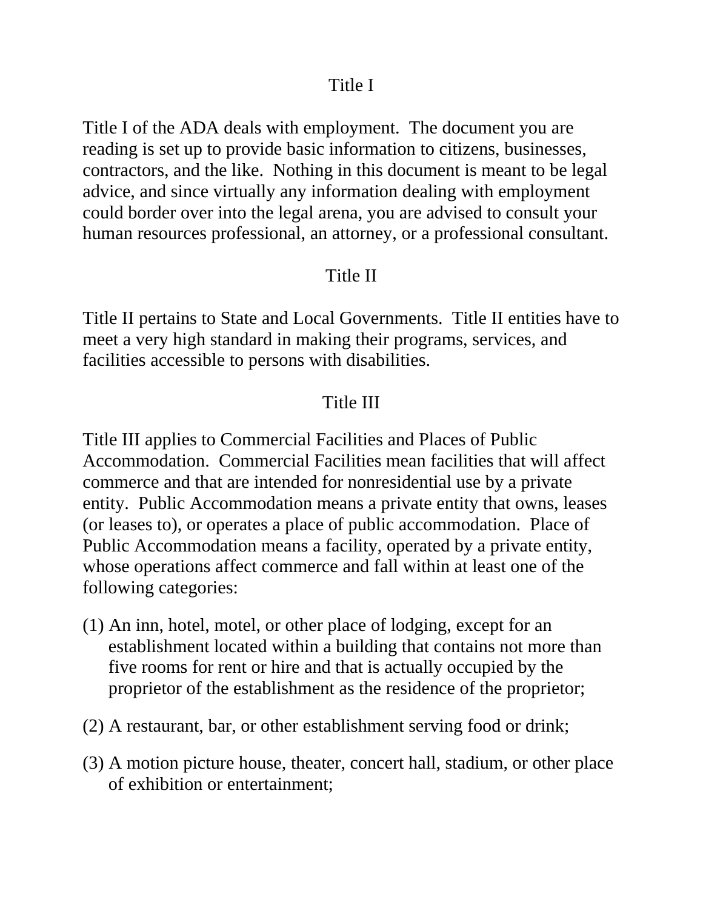## Title I

Title I of the ADA deals with employment. The document you are reading is set up to provide basic information to citizens, businesses, contractors, and the like. Nothing in this document is meant to be legal advice, and since virtually any information dealing with employment could border over into the legal arena, you are advised to consult your human resources professional, an attorney, or a professional consultant.

## Title II

Title II pertains to State and Local Governments. Title II entities have to meet a very high standard in making their programs, services, and facilities accessible to persons with disabilities.

## Title III

Title III applies to Commercial Facilities and Places of Public Accommodation. Commercial Facilities mean facilities that will affect commerce and that are intended for nonresidential use by a private entity. Public Accommodation means a private entity that owns, leases (or leases to), or operates a place of public accommodation. Place of Public Accommodation means a facility, operated by a private entity, whose operations affect commerce and fall within at least one of the following categories:

(1) An inn, hotel, motel, or other place of lodging, except for an establishment located within a building that contains not more than five rooms for rent or hire and that is actually occupied by the proprietor of the establishment as the residence of the proprietor;

(2) A restaurant, bar, or other establishment serving food or drink;

(3) A motion picture house, theater, concert hall, stadium, or other place of exhibition or entertainment;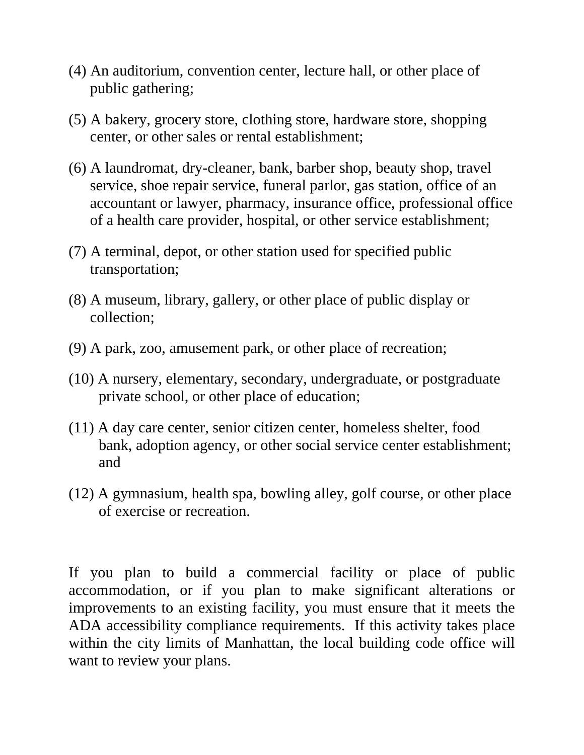(4) An auditorium, convention center, lecture hall, or other place of public gathering;

(5) A bakery, grocery store, clothing store, hardware store, shopping center, or other sales or rental establishment;

(6) A laundromat, dry-cleaner, bank, barber shop, beauty shop, travel service, shoe repair service, funeral parlor, gas station, office of an accountant or lawyer, pharmacy, insurance office, professional office of a health care provider, hospital, or other service establishment;

(7) A terminal, depot, or other station used for specified public transportation;

(8) A museum, library, gallery, or other place of public display or collection;

(9) A park, zoo, amusement park, or other place of recreation;

(10) A nursery, elementary, secondary, undergraduate, or postgraduate private school, or other place of education;

(11) A day care center, senior citizen center, homeless shelter, food bank, adoption agency, or other social service center establishment; and

(12) A gymnasium, health spa, bowling alley, golf course, or other place of exercise or recreation.

If you plan to build a commercial facility or place of public accommodation, or if you plan to make significant alterations or improvements to an existing facility, you must ensure that it meets the ADA accessibility compliance requirements. If this activity takes place within the city limits of Manhattan, the local building code office will want to review your plans.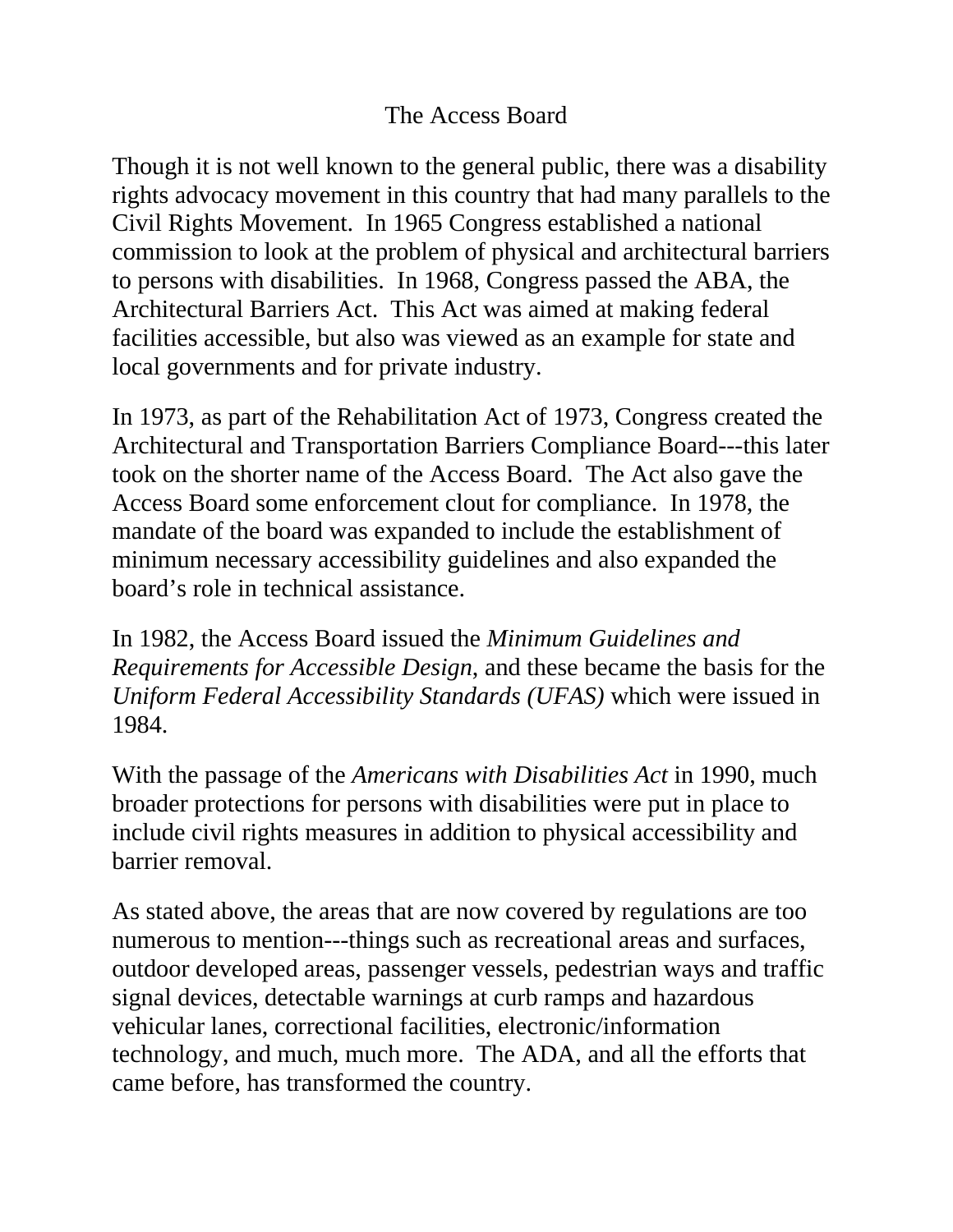# The Access Board

Though it is not well known to the general public, there was a disability rights advocacy movement in this country that had many parallels to the Civil Rights Movement.  In 1965 Congress established a national commission to look at the problem of physical and architectural barriers to persons with disabilities.  In 1968, Congress passed the ABA, the Architectural Barriers Act.  This Act was aimed at making federal facilities accessible, but also was viewed as an example for state and local governments and for private industry.

In 1973, as part of the Rehabilitation Act of 1973, Congress created the Architectural and Transportation Barriers Compliance Board---this later took on the shorter name of the Access Board.  The Act also gave the Access Board some enforcement clout for compliance.  In 1978, the mandate of the board was expanded to include the establishment of minimum necessary accessibility guidelines and also expanded the board's role in technical assistance.

In 1982, the Access Board issued the *Minimum Guidelines and Requirements for Accessible Design*, and these became the basis for the *Uniform Federal Accessibility Standards (UFAS)* which were issued in 1984.

With the passage of the *Americans with Disabilities Act* in 1990, much broader protections for persons with disabilities were put in place to include civil rights measures in addition to physical accessibility and barrier removal.

As stated above, the areas that are now covered by regulations are too numerous to mention---things such as recreational areas and surfaces, outdoor developed areas, passenger vessels, pedestrian ways and traffic signal devices, detectable warnings at curb ramps and hazardous vehicular lanes, correctional facilities, electronic/information technology, and much, much more.  The ADA, and all the efforts that came before, has transformed the country.